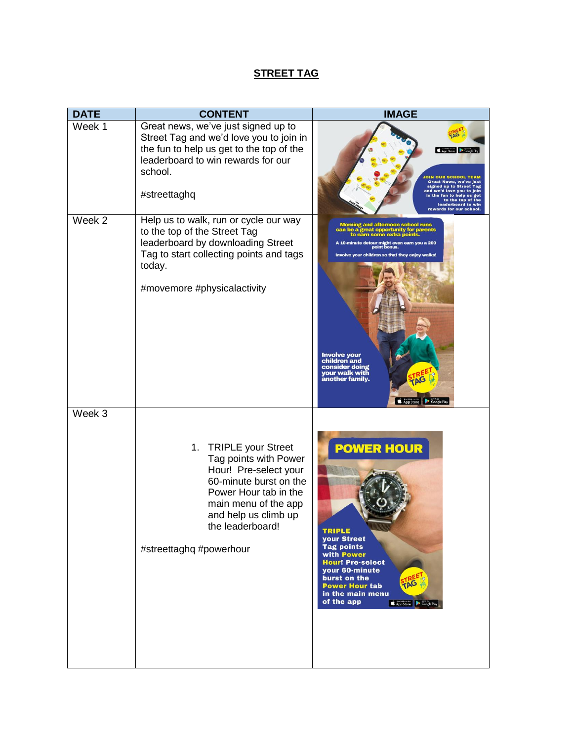**STREET TAG**

| DATE | CONTENT | IMAGE |
|---|---|---|
| Week 1 | Great news, we've just signed up to Street Tag and we'd love you to join in the fun to help us get to the top of the leaderboard to win rewards for our school.<br><br>#streettaghq | |
| Week 2 | Help us to walk, run or cycle our way to the top of the Street Tag leaderboard by downloading Street Tag to start collecting points and tags today.<br><br>#movemore #physicalactivity | |
| Week 3 | 1. TRIPLE your Street Tag points with Power Hour! Pre-select your 60-minute burst on the Power Hour tab in the main menu of the app and help us climb up the leaderboard!<br><br>#streettaghq #powerhour | |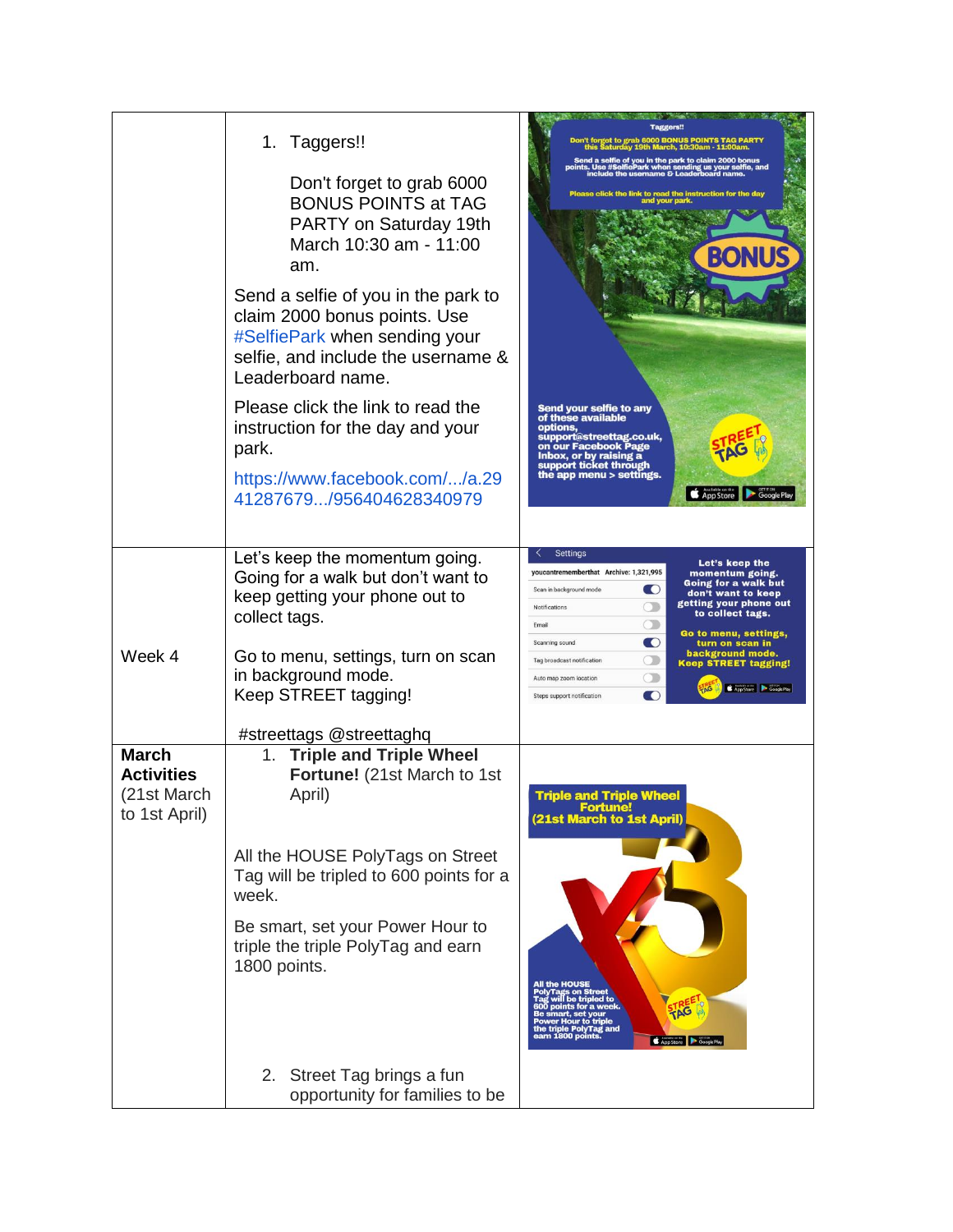| | | |
|---|---|---|
| | 1. Taggers!!<br><br>Don't forget to grab 6000 BONUS POINTS at TAG PARTY on Saturday 19th March 10:30 am - 11:00 am.<br><br>Send a selfie of you in the park to claim 2000 bonus points. Use #SelfiePark when sending your selfie, and include the username & Leaderboard name.<br><br>Please click the link to read the instruction for the day and your park.<br><br>https://www.facebook.com/.../a.2941287679.../956404628340979 | |
| Week 4 | Let's keep the momentum going. Going for a walk but don't want to keep getting your phone out to collect tags.<br><br>Go to menu, settings, turn on scan in background mode.<br>Keep STREET tagging!<br><br>#streettags @streettaghq | |
| **March Activities** (21st March to 1st April) | 1. **Triple and Triple Wheel Fortune!** (21st March to 1st April)<br><br>All the HOUSE PolyTags on Street Tag will be tripled to 600 points for a week.<br><br>Be smart, set your Power Hour to triple the triple PolyTag and earn 1800 points.<br><br>2. Street Tag brings a fun opportunity for families to be | |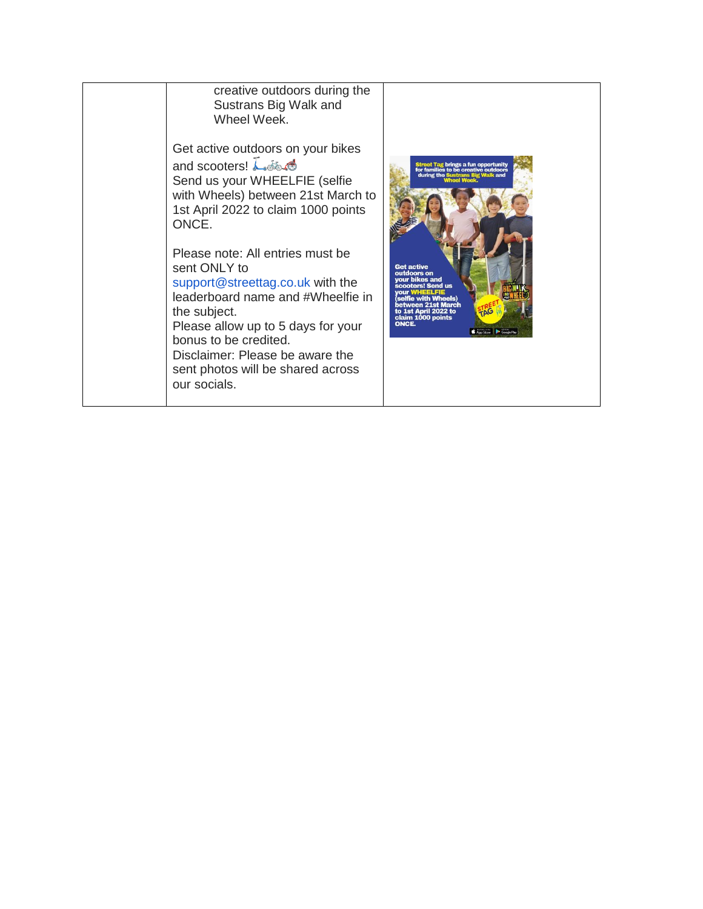| | | |
|---|---|---|
| | creative outdoors during the Sustrans Big Walk and Wheel Week.<br><br>Get active outdoors on your bikes and scooters! 🛴🚲🦽<br>Send us your WHEELFIE (selfie with Wheels) between 21st March to 1st April 2022 to claim 1000 points ONCE.<br><br>Please note: All entries must be sent ONLY to support@streettag.co.uk with the leaderboard name and #Wheelfie in the subject.<br>Please allow up to 5 days for your bonus to be credited.<br>Disclaimer: Please be aware the sent photos will be shared across our socials. | |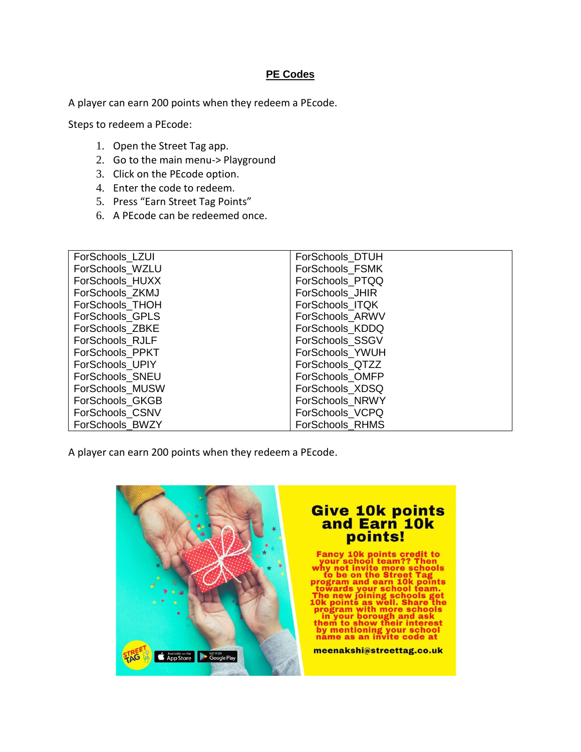## PE Codes

A player can earn 200 points when they redeem a PEcode.

Steps to redeem a PEcode:

1. Open the Street Tag app.
2. Go to the main menu-> Playground
3. Click on the PEcode option.
4. Enter the code to redeem.
5. Press "Earn Street Tag Points"
6. A PEcode can be redeemed once.

| | |
|---|---|
| ForSchools_LZUI | ForSchools_DTUH |
| ForSchools_WZLU | ForSchools_FSMK |
| ForSchools_HUXX | ForSchools_PTQQ |
| ForSchools_ZKMJ | ForSchools_JHIR |
| ForSchools_THOH | ForSchools_ITQK |
| ForSchools_GPLS | ForSchools_ARWV |
| ForSchools_ZBKE | ForSchools_KDDQ |
| ForSchools_RJLF | ForSchools_SSGV |
| ForSchools_PPKT | ForSchools_YWUH |
| ForSchools_UPIY | ForSchools_QTZZ |
| ForSchools_SNEU | ForSchools_OMFP |
| ForSchools_MUSW | ForSchools_XDSQ |
| ForSchools_GKGB | ForSchools_NRWY |
| ForSchools_CSNV | ForSchools_VCPQ |
| ForSchools_BWZY | ForSchools_RHMS |

A player can earn 200 points when they redeem a PEcode.

**Give 10k points and Earn 10k points!**

Fancy 10k points credit to your school team?? Then why not invite more schools to be on the Street Tag program and earn 10k points towards your school team. The new joining schools get 10k points as well. Share the program with more schools in your borough and ask them to show their interest by mentioning your school name as an invite code at

**meenakshi@streettag.co.uk**